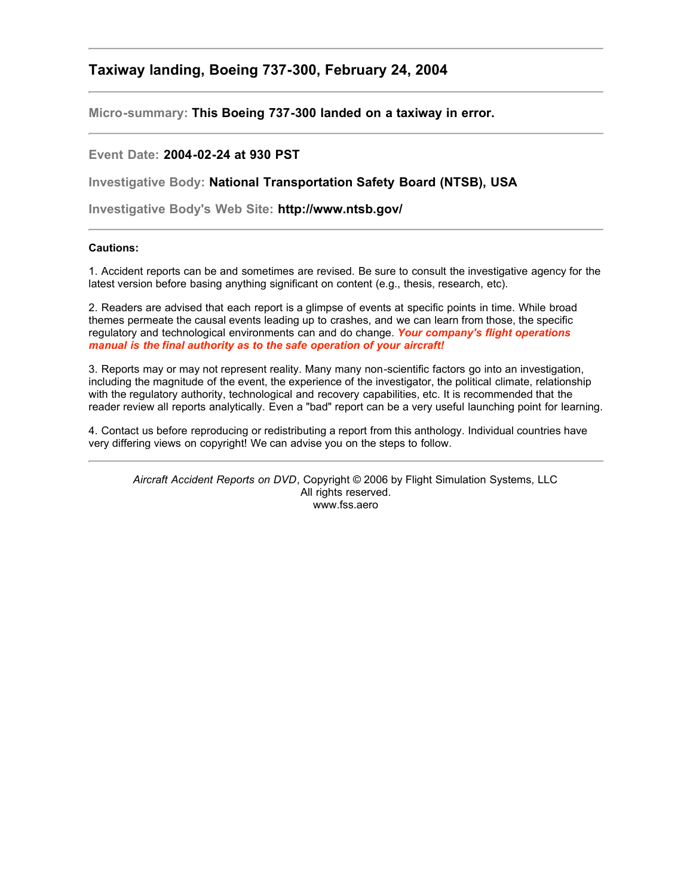## Taxiway landing, Boeing 737-300, February 24, 2004

---

**Micro-summary:** **This Boeing 737-300 landed on a taxiway in error.**

---

**Event Date:** **2004-02-24 at 930 PST**

**Investigative Body:** **National Transportation Safety Board (NTSB), USA**

**Investigative Body's Web Site:** **http://www.ntsb.gov/**

---

**Cautions:**

1. Accident reports can be and sometimes are revised. Be sure to consult the investigative agency for the latest version before basing anything significant on content (e.g., thesis, research, etc).

2. Readers are advised that each report is a glimpse of events at specific points in time. While broad themes permeate the causal events leading up to crashes, and we can learn from those, the specific regulatory and technological environments can and do change. ***Your company's flight operations manual is the final authority as to the safe operation of your aircraft!***

3. Reports may or may not represent reality. Many many non-scientific factors go into an investigation, including the magnitude of the event, the experience of the investigator, the political climate, relationship with the regulatory authority, technological and recovery capabilities, etc. It is recommended that the reader review all reports analytically. Even a "bad" report can be a very useful launching point for learning.

4. Contact us before reproducing or redistributing a report from this anthology. Individual countries have very differing views on copyright! We can advise you on the steps to follow.

---

*Aircraft Accident Reports on DVD*, Copyright © 2006 by Flight Simulation Systems, LLC
All rights reserved.
www.fss.aero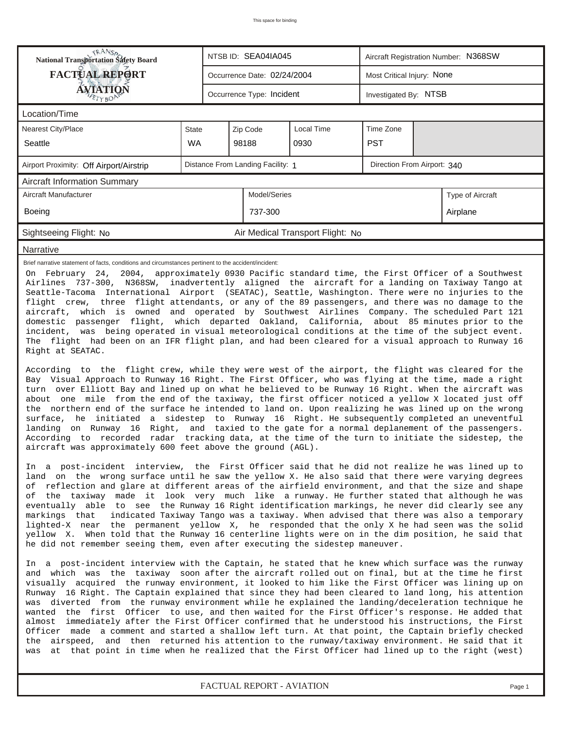| National Transportation Safety Board FACTUAL REPORT AVIATION | NTSB ID: SEA04IA045 | Aircraft Registration Number: N368SW |
|---|---|---|
| | Occurrence Date: 02/24/2004 | Most Critical Injury: None |
| | Occurrence Type: Incident | Investigated By: NTSB |

## Location/Time

| Nearest City/Place | State | Zip Code | Local Time | Time Zone |
|---|---|---|---|---|
| Seattle | WA | 98188 | 0930 | PST |

| Airport Proximity: Off Airport/Airstrip | Distance From Landing Facility: 1 | Direction From Airport: 340 |
|---|---|---|

## Aircraft Information Summary

| Aircraft Manufacturer | Model/Series | Type of Aircraft |
|---|---|---|
| Boeing | 737-300 | Airplane |

Sightseeing Flight: No | Air Medical Transport Flight: No

## Narrative

Brief narrative statement of facts, conditions and circumstances pertinent to the accident/incident:

On February 24, 2004, approximately 0930 Pacific standard time, the First Officer of a Southwest Airlines 737-300, N368SW, inadvertently aligned the aircraft for a landing on Taxiway Tango at Seattle-Tacoma International Airport (SEATAC), Seattle, Washington. There were no injuries to the flight crew, three flight attendants, or any of the 89 passengers, and there was no damage to the aircraft, which is owned and operated by Southwest Airlines Company. The scheduled Part 121 domestic passenger flight, which departed Oakland, California, about 85 minutes prior to the incident, was being operated in visual meteorological conditions at the time of the subject event. The flight had been on an IFR flight plan, and had been cleared for a visual approach to Runway 16 Right at SEATAC.

According to the flight crew, while they were west of the airport, the flight was cleared for the Bay Visual Approach to Runway 16 Right. The First Officer, who was flying at the time, made a right turn over Elliott Bay and lined up on what he believed to be Runway 16 Right. When the aircraft was about one mile from the end of the taxiway, the first officer noticed a yellow X located just off the northern end of the surface he intended to land on. Upon realizing he was lined up on the wrong surface, he initiated a sidestep to Runway 16 Right. He subsequently completed an uneventful landing on Runway 16 Right, and taxied to the gate for a normal deplanement of the passengers. According to recorded radar tracking data, at the time of the turn to initiate the sidestep, the aircraft was approximately 600 feet above the ground (AGL).

In a post-incident interview, the First Officer said that he did not realize he was lined up to land on the wrong surface until he saw the yellow X. He also said that there were varying degrees of reflection and glare at different areas of the airfield environment, and that the size and shape of the taxiway made it look very much like a runway. He further stated that although he was eventually able to see the Runway 16 Right identification markings, he never did clearly see any markings that indicated Taxiway Tango was a taxiway. When advised that there was also a temporary lighted-X near the permanent yellow X, he responded that the only X he had seen was the solid yellow X. When told that the Runway 16 centerline lights were on in the dim position, he said that he did not remember seeing them, even after executing the sidestep maneuver.

In a post-incident interview with the Captain, he stated that he knew which surface was the runway and which was the taxiway soon after the aircraft rolled out on final, but at the time he first visually acquired the runway environment, it looked to him like the First Officer was lining up on Runway 16 Right. The Captain explained that since they had been cleared to land long, his attention was diverted from the runway environment while he explained the landing/deceleration technique he wanted the first Officer to use, and then waited for the First Officer's response. He added that almost immediately after the First Officer confirmed that he understood his instructions, the First Officer made a comment and started a shallow left turn. At that point, the Captain briefly checked the airspeed, and then returned his attention to the runway/taxiway environment. He said that it was at that point in time when he realized that the First Officer had lined up to the right (west)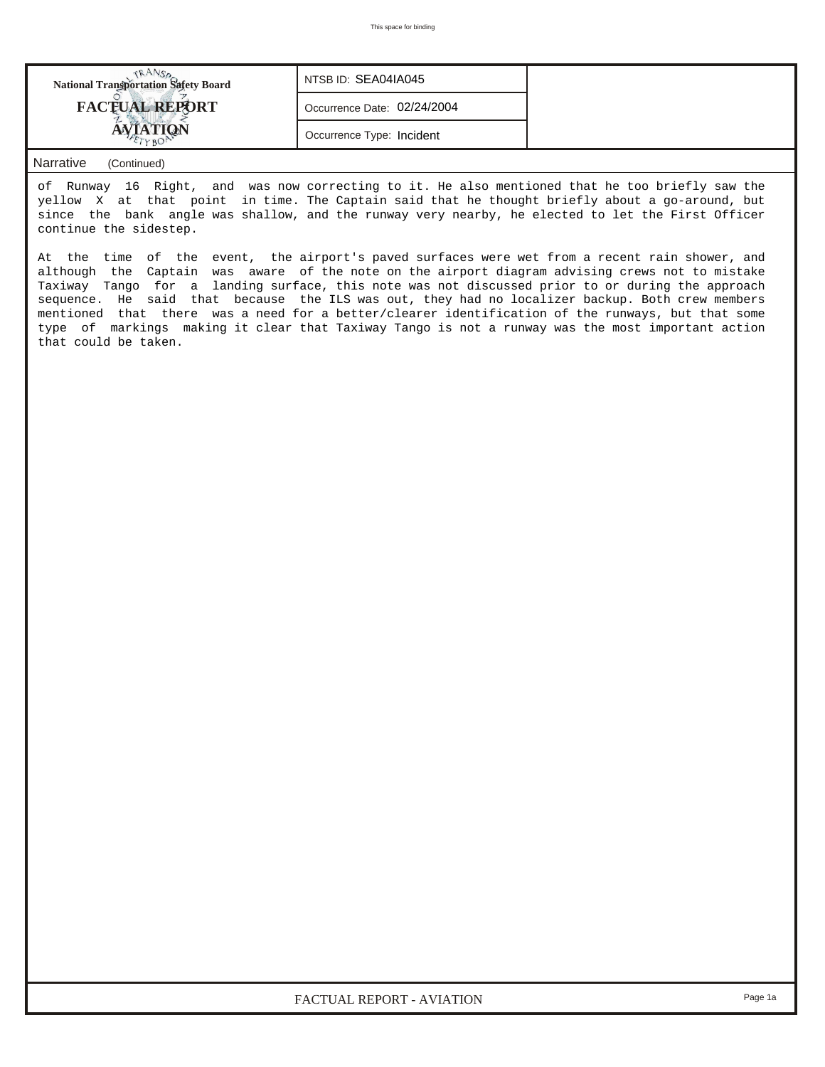| National Transportation Safety Board FACTUAL REPORT AVIATION | NTSB ID: SEA04IA045 |
| --- | --- |
| | Occurrence Date: 02/24/2004 |
| | Occurrence Type: Incident |

Narrative (Continued)

of Runway 16 Right, and was now correcting to it. He also mentioned that he too briefly saw the yellow X at that point in time. The Captain said that he thought briefly about a go-around, but since the bank angle was shallow, and the runway very nearby, he elected to let the First Officer continue the sidestep.

At the time of the event, the airport's paved surfaces were wet from a recent rain shower, and although the Captain was aware of the note on the airport diagram advising crews not to mistake Taxiway Tango for a landing surface, this note was not discussed prior to or during the approach sequence. He said that because the ILS was out, they had no localizer backup. Both crew members mentioned that there was a need for a better/clearer identification of the runways, but that some type of markings making it clear that Taxiway Tango is not a runway was the most important action that could be taken.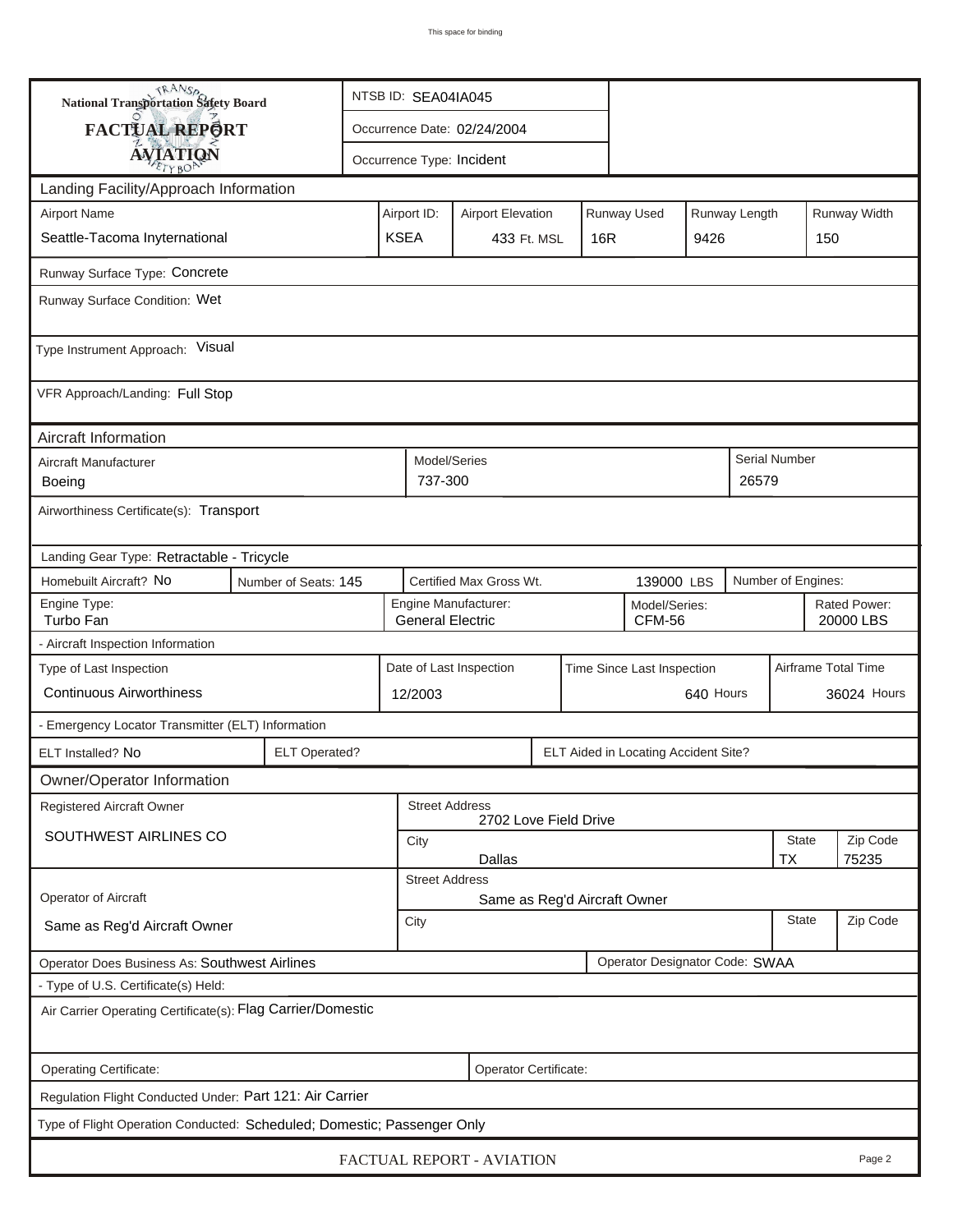**National Transportation Safety Board**
**FACTUAL REPORT**
**AVIATION**

| | |
|---|---|
| NTSB ID: SEA04IA045 | |
| Occurrence Date: 02/24/2004 | |
| Occurrence Type: Incident | |

## Landing Facility/Approach Information

| Airport Name | Airport ID: | Airport Elevation | Runway Used | Runway Length | Runway Width |
|---|---|---|---|---|---|
| Seattle-Tacoma Inyternational | KSEA | 433 Ft. MSL | 16R | 9426 | 150 |

Runway Surface Type: Concrete

Runway Surface Condition: Wet

Type Instrument Approach: Visual

VFR Approach/Landing: Full Stop

## Aircraft Information

| Aircraft Manufacturer | Model/Series | Serial Number |
|---|---|---|
| Boeing | 737-300 | 26579 |

Airworthiness Certificate(s): Transport

Landing Gear Type: Retractable - Tricycle

| Homebuilt Aircraft? | Number of Seats: | Certified Max Gross Wt. | Number of Engines: |
|---|---|---|---|
| No | 145 | 139000 LBS | |

| Engine Type: | Engine Manufacturer: | Model/Series: | Rated Power: |
|---|---|---|---|
| Turbo Fan | General Electric | CFM-56 | 20000 LBS |

- Aircraft Inspection Information

| Type of Last Inspection | Date of Last Inspection | Time Since Last Inspection | Airframe Total Time |
|---|---|---|---|
| Continuous Airworthiness | 12/2003 | 640 Hours | 36024 Hours |

- Emergency Locator Transmitter (ELT) Information

| ELT Installed? | ELT Operated? | ELT Aided in Locating Accident Site? |
|---|---|---|
| No | | |

## Owner/Operator Information

| Registered Aircraft Owner | Street Address | City | State | Zip Code |
|---|---|---|---|---|
| SOUTHWEST AIRLINES CO | 2702 Love Field Drive | Dallas | TX | 75235 |

| Operator of Aircraft | Street Address | City | State | Zip Code |
|---|---|---|---|---|
| Same as Reg'd Aircraft Owner | Same as Reg'd Aircraft Owner | | | |

Operator Does Business As: Southwest Airlines

Operator Designator Code: SWAA

- Type of U.S. Certificate(s) Held:

Air Carrier Operating Certificate(s): Flag Carrier/Domestic

Operating Certificate:

Operator Certificate:

Regulation Flight Conducted Under: Part 121: Air Carrier

Type of Flight Operation Conducted: Scheduled; Domestic; Passenger Only

FACTUAL REPORT - AVIATION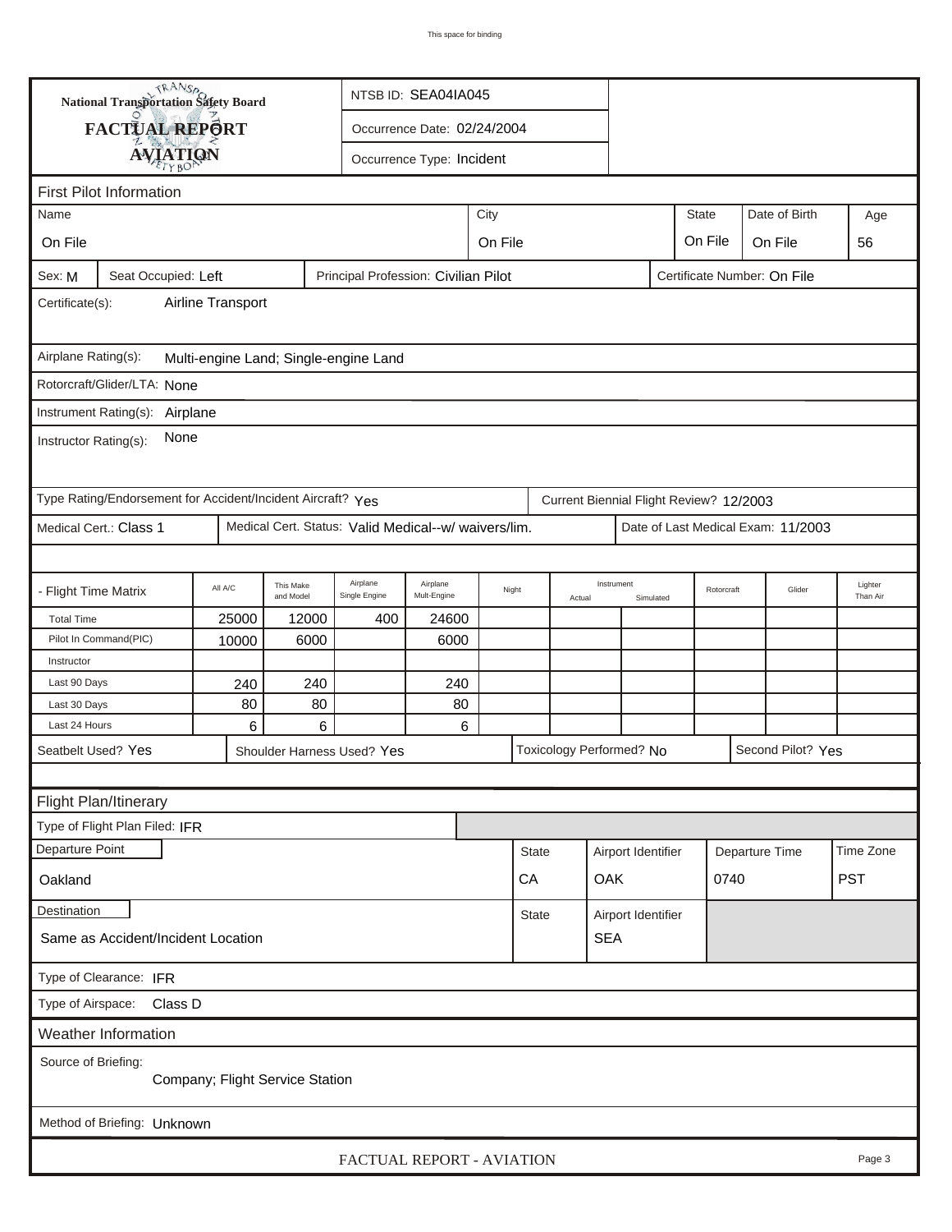This space for binding

**National Transportation Safety Board**

**FACTUAL REPORT**

**AVIATION**

NTSB ID: SEA04IA045

Occurrence Date: 02/24/2004

Occurrence Type: Incident

## First Pilot Information

| Name | City | State | Date of Birth | Age |
|---|---|---|---|---|
| On File | On File | On File | On File | 56 |

Sex: M | Seat Occupied: Left | Principal Profession: Civilian Pilot | Certificate Number: On File

Certificate(s): Airline Transport

Airplane Rating(s): Multi-engine Land; Single-engine Land

Rotorcraft/Glider/LTA: None

Instrument Rating(s): Airplane

Instructor Rating(s): None

Type Rating/Endorsement for Accident/Incident Aircraft? Yes | Current Biennial Flight Review? 12/2003

Medical Cert.: Class 1 | Medical Cert. Status: Valid Medical--w/ waivers/lim. | Date of Last Medical Exam: 11/2003

| - Flight Time Matrix | All A/C | This Make and Model | Airplane Single Engine | Airplane Mult-Engine | Night | Instrument Actual | Instrument Simulated | Rotorcraft | Glider | Lighter Than Air |
|---|---|---|---|---|---|---|---|---|---|---|
| Total Time | 25000 | 12000 | 400 | 24600 | | | | | | |
| Pilot In Command(PIC) | 10000 | 6000 | | 6000 | | | | | | |
| Instructor | | | | | | | | | | |
| Last 90 Days | 240 | 240 | | 240 | | | | | | |
| Last 30 Days | 80 | 80 | | 80 | | | | | | |
| Last 24 Hours | 6 | 6 | | 6 | | | | | | |

Seatbelt Used? Yes | Shoulder Harness Used? Yes | Toxicology Performed? No | Second Pilot? Yes

## Flight Plan/Itinerary

Type of Flight Plan Filed: IFR

| Departure Point | State | Airport Identifier | Departure Time | Time Zone |
|---|---|---|---|---|
| Oakland | CA | OAK | 0740 | PST |

| Destination | State | Airport Identifier |
|---|---|---|
| Same as Accident/Incident Location | | SEA |

Type of Clearance: IFR

Type of Airspace: Class D

## Weather Information

Source of Briefing: Company; Flight Service Station

Method of Briefing: Unknown

FACTUAL REPORT - AVIATION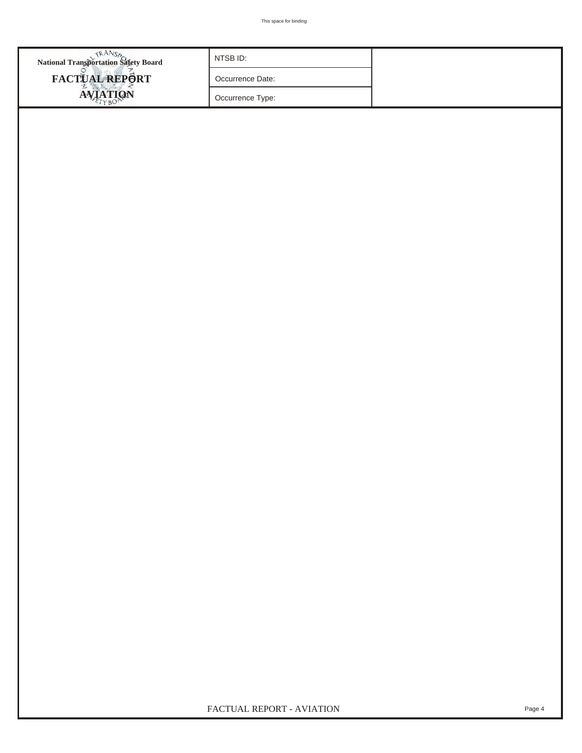National Transportation Safety Board

**FACTUAL REPORT**

**AVIATION**

| NTSB ID: | |
|---|---|
| Occurrence Date: | |
| Occurrence Type: | |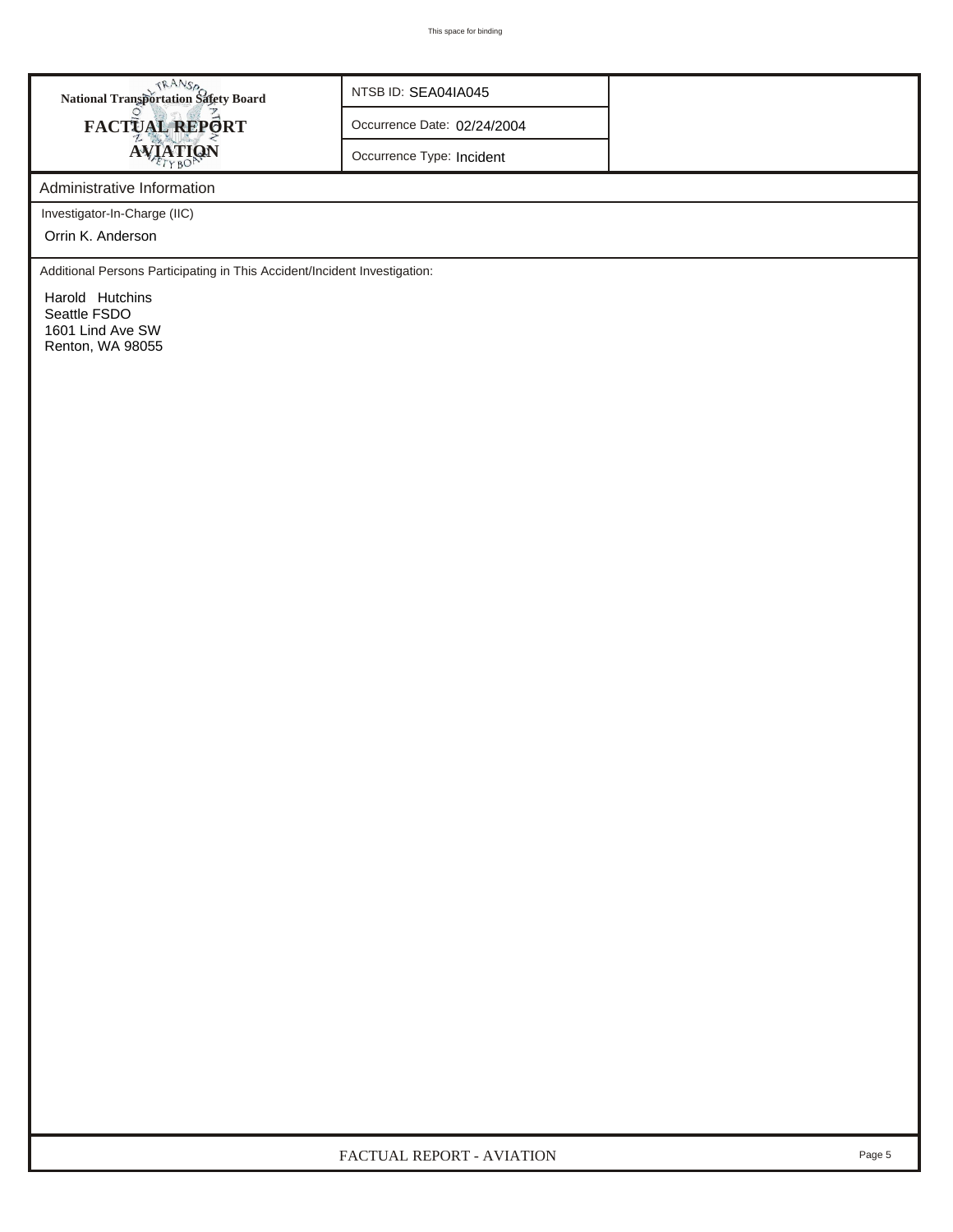**National Transportation Safety Board**

**FACTUAL REPORT**

**AVIATION**

| | |
|---|---|
| NTSB ID: SEA04IA045 | |
| Occurrence Date: 02/24/2004 | |
| Occurrence Type: Incident | |

## Administrative Information

Investigator-In-Charge (IIC)

Orrin K. Anderson

Additional Persons Participating in This Accident/Incident Investigation:

Harold Hutchins
Seattle FSDO
1601 Lind Ave SW
Renton, WA 98055